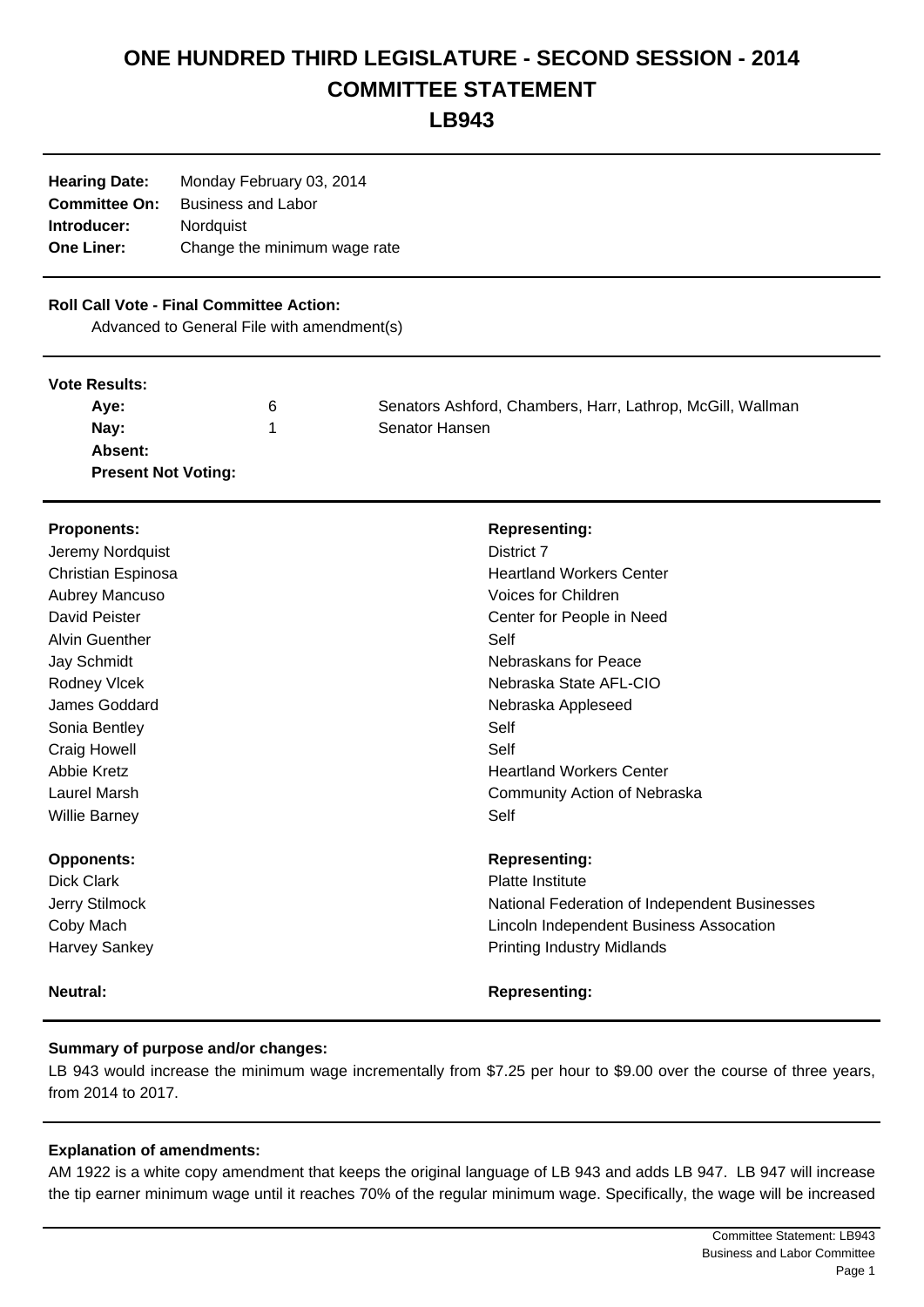# ONE HUNDRED THIRD LEGISLATURE - SECOND SESSION - 2014
# COMMITTEE STATEMENT
# LB943

| | |
|---|---|
| **Hearing Date:** | Monday February 03, 2014 |
| **Committee On:** | Business and Labor |
| **Introducer:** | Nordquist |
| **One Liner:** | Change the minimum wage rate |

**Roll Call Vote - Final Committee Action:**

Advanced to General File with amendment(s)

**Vote Results:**

| | | |
|---|---|---|
| **Aye:** | 6 | Senators Ashford, Chambers, Harr, Lathrop, McGill, Wallman |
| **Nay:** | 1 | Senator Hansen |
| **Absent:** | | |
| **Present Not Voting:** | | |

| **Proponents:** | **Representing:** |
|---|---|
| Jeremy Nordquist | District 7 |
| Christian Espinosa | Heartland Workers Center |
| Aubrey Mancuso | Voices for Children |
| David Peister | Center for People in Need |
| Alvin Guenther | Self |
| Jay Schmidt | Nebraskans for Peace |
| Rodney Vlcek | Nebraska State AFL-CIO |
| James Goddard | Nebraska Appleseed |
| Sonia Bentley | Self |
| Craig Howell | Self |
| Abbie Kretz | Heartland Workers Center |
| Laurel Marsh | Community Action of Nebraska |
| Willie Barney | Self |

| **Opponents:** | **Representing:** |
|---|---|
| Dick Clark | Platte Institute |
| Jerry Stilmock | National Federation of Independent Businesses |
| Coby Mach | Lincoln Independent Business Assocation |
| Harvey Sankey | Printing Industry Midlands |

| **Neutral:** | **Representing:** |
|---|---|

**Summary of purpose and/or changes:**

LB 943 would increase the minimum wage incrementally from $7.25 per hour to $9.00 over the course of three years, from 2014 to 2017.

**Explanation of amendments:**

AM 1922 is a white copy amendment that keeps the original language of LB 943 and adds LB 947. LB 947 will increase the tip earner minimum wage until it reaches 70% of the regular minimum wage. Specifically, the wage will be increased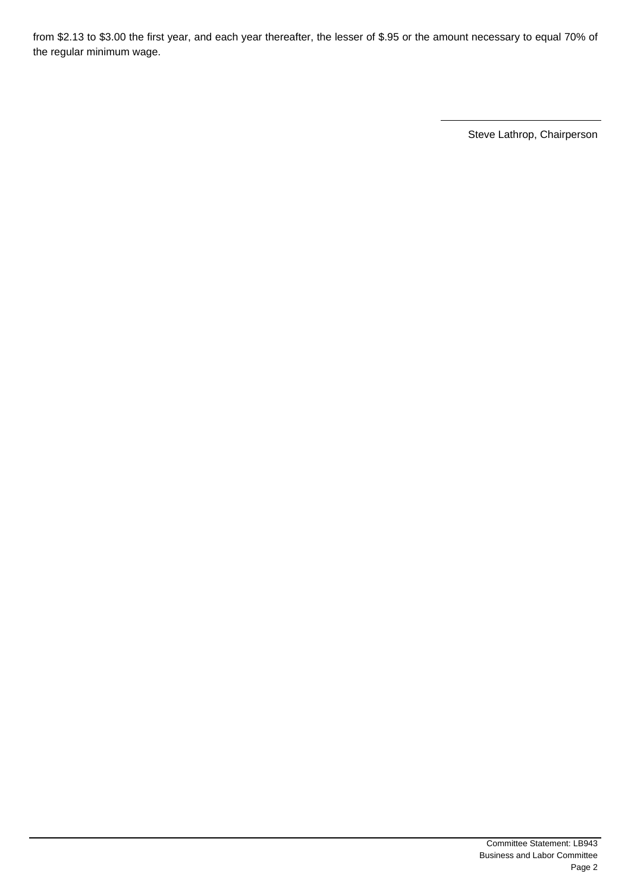from $2.13 to $3.00 the first year, and each year thereafter, the lesser of $.95 or the amount necessary to equal 70% of the regular minimum wage.

Steve Lathrop, Chairperson